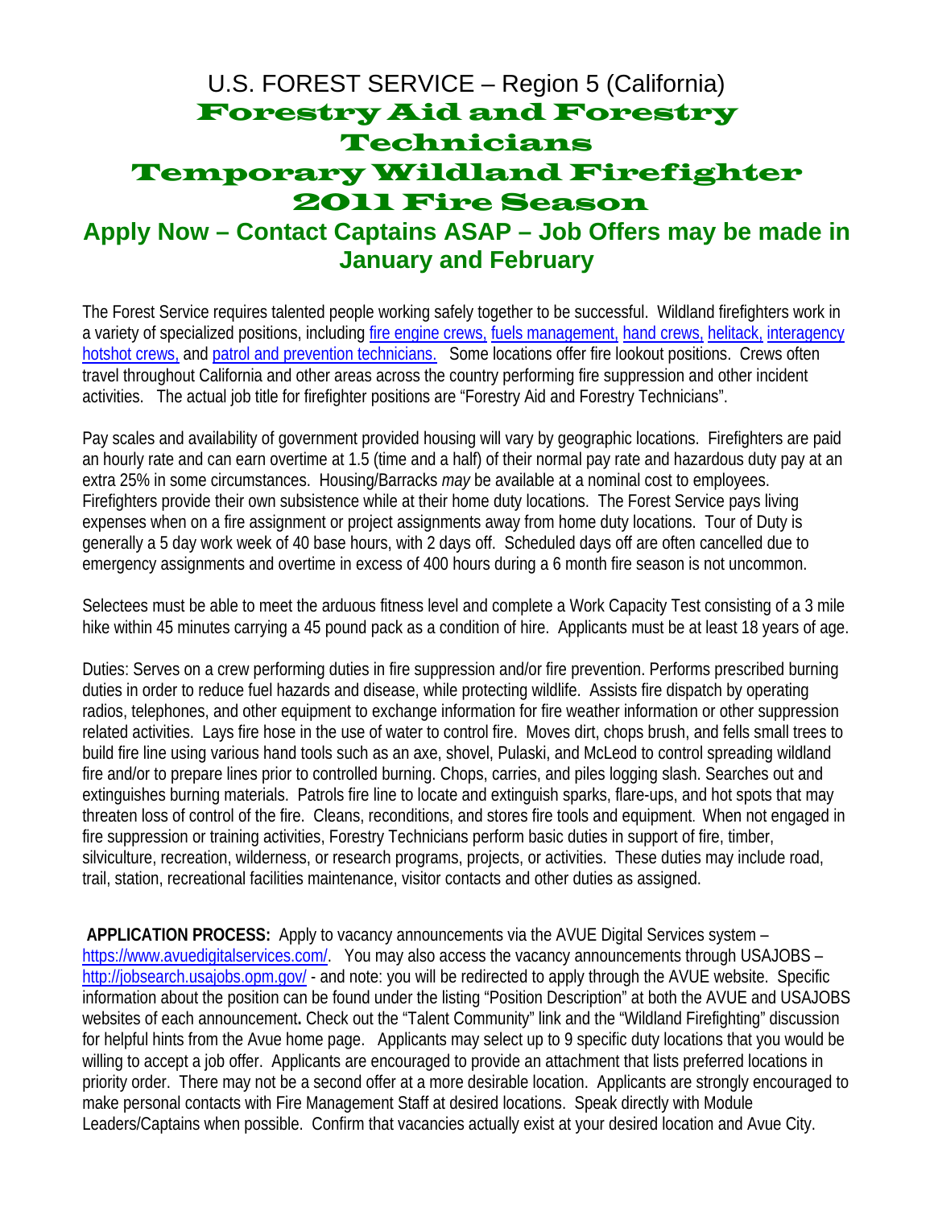# U.S. FOREST SERVICE – Region 5 (California)

# Forestry Aid and Forestry Technicians

# Temporary Wildland Firefighter

# 2011 Fire Season

## Apply Now – Contact Captains ASAP – Job Offers may be made in January and February

The Forest Service requires talented people working safely together to be successful. Wildland firefighters work in a variety of specialized positions, including fire engine crews, fuels management, hand crews, helitack, interagency hotshot crews, and patrol and prevention technicians. Some locations offer fire lookout positions. Crews often travel throughout California and other areas across the country performing fire suppression and other incident activities. The actual job title for firefighter positions are "Forestry Aid and Forestry Technicians".

Pay scales and availability of government provided housing will vary by geographic locations. Firefighters are paid an hourly rate and can earn overtime at 1.5 (time and a half) of their normal pay rate and hazardous duty pay at an extra 25% in some circumstances. Housing/Barracks *may* be available at a nominal cost to employees. Firefighters provide their own subsistence while at their home duty locations. The Forest Service pays living expenses when on a fire assignment or project assignments away from home duty locations. Tour of Duty is generally a 5 day work week of 40 base hours, with 2 days off. Scheduled days off are often cancelled due to emergency assignments and overtime in excess of 400 hours during a 6 month fire season is not uncommon.

Selectees must be able to meet the arduous fitness level and complete a Work Capacity Test consisting of a 3 mile hike within 45 minutes carrying a 45 pound pack as a condition of hire. Applicants must be at least 18 years of age.

Duties: Serves on a crew performing duties in fire suppression and/or fire prevention. Performs prescribed burning duties in order to reduce fuel hazards and disease, while protecting wildlife. Assists fire dispatch by operating radios, telephones, and other equipment to exchange information for fire weather information or other suppression related activities. Lays fire hose in the use of water to control fire. Moves dirt, chops brush, and fells small trees to build fire line using various hand tools such as an axe, shovel, Pulaski, and McLeod to control spreading wildland fire and/or to prepare lines prior to controlled burning. Chops, carries, and piles logging slash. Searches out and extinguishes burning materials. Patrols fire line to locate and extinguish sparks, flare-ups, and hot spots that may threaten loss of control of the fire. Cleans, reconditions, and stores fire tools and equipment. When not engaged in fire suppression or training activities, Forestry Technicians perform basic duties in support of fire, timber, silviculture, recreation, wilderness, or research programs, projects, or activities. These duties may include road, trail, station, recreational facilities maintenance, visitor contacts and other duties as assigned.

**APPLICATION PROCESS:** Apply to vacancy announcements via the AVUE Digital Services system – https://www.avuedigitalservices.com/. You may also access the vacancy announcements through USAJOBS – http://jobsearch.usajobs.opm.gov/ - and note: you will be redirected to apply through the AVUE website. Specific information about the position can be found under the listing "Position Description" at both the AVUE and USAJOBS websites of each announcement**.** Check out the "Talent Community" link and the "Wildland Firefighting" discussion for helpful hints from the Avue home page. Applicants may select up to 9 specific duty locations that you would be willing to accept a job offer. Applicants are encouraged to provide an attachment that lists preferred locations in priority order. There may not be a second offer at a more desirable location. Applicants are strongly encouraged to make personal contacts with Fire Management Staff at desired locations. Speak directly with Module Leaders/Captains when possible. Confirm that vacancies actually exist at your desired location and Avue City.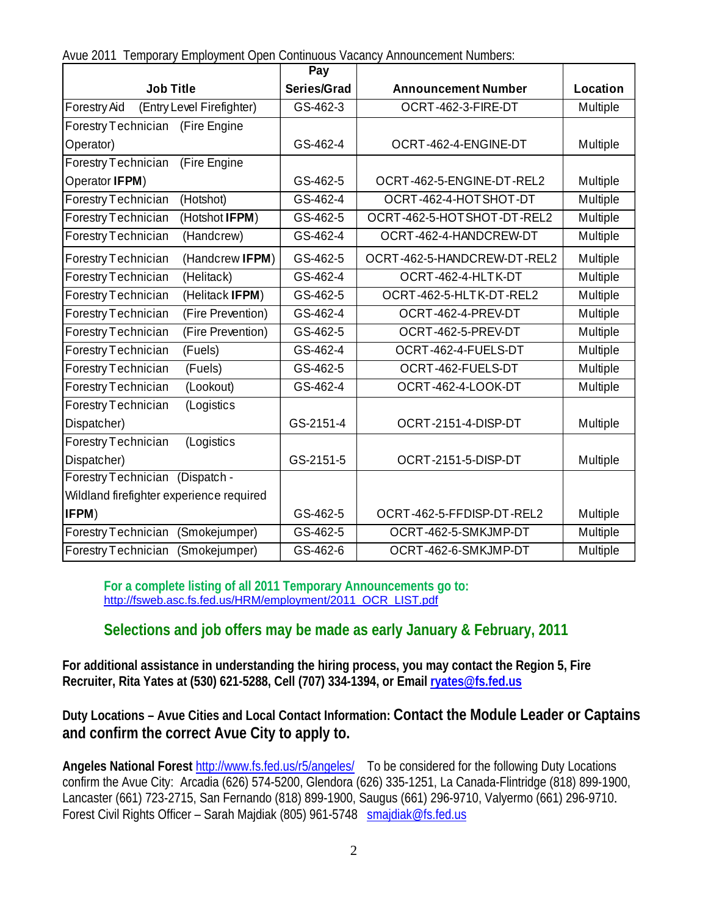Avue 2011 Temporary Employment Open Continuous Vacancy Announcement Numbers:

| Job Title | Pay Series/Grad | Announcement Number | Location |
|---|---|---|---|
| Forestry Aid (Entry Level Firefighter) | GS-462-3 | OCRT-462-3-FIRE-DT | Multiple |
| Forestry Technician (Fire Engine Operator) | GS-462-4 | OCRT-462-4-ENGINE-DT | Multiple |
| Forestry Technician (Fire Engine Operator **IFPM**) | GS-462-5 | OCRT-462-5-ENGINE-DT-REL2 | Multiple |
| Forestry Technician (Hotshot) | GS-462-4 | OCRT-462-4-HOTSHOT-DT | Multiple |
| Forestry Technician (Hotshot **IFPM**) | GS-462-5 | OCRT-462-5-HOTSHOT-DT-REL2 | Multiple |
| Forestry Technician (Handcrew) | GS-462-4 | OCRT-462-4-HANDCREW-DT | Multiple |
| Forestry Technician (Handcrew **IFPM**) | GS-462-5 | OCRT-462-5-HANDCREW-DT-REL2 | Multiple |
| Forestry Technician (Helitack) | GS-462-4 | OCRT-462-4-HLTK-DT | Multiple |
| Forestry Technician (Helitack **IFPM**) | GS-462-5 | OCRT-462-5-HLTK-DT-REL2 | Multiple |
| Forestry Technician (Fire Prevention) | GS-462-4 | OCRT-462-4-PREV-DT | Multiple |
| Forestry Technician (Fire Prevention) | GS-462-5 | OCRT-462-5-PREV-DT | Multiple |
| Forestry Technician (Fuels) | GS-462-4 | OCRT-462-4-FUELS-DT | Multiple |
| Forestry Technician (Fuels) | GS-462-5 | OCRT-462-FUELS-DT | Multiple |
| Forestry Technician (Lookout) | GS-462-4 | OCRT-462-4-LOOK-DT | Multiple |
| Forestry Technician (Logistics Dispatcher) | GS-2151-4 | OCRT-2151-4-DISP-DT | Multiple |
| Forestry Technician (Logistics Dispatcher) | GS-2151-5 | OCRT-2151-5-DISP-DT | Multiple |
| Forestry Technician (Dispatch - Wildland firefighter experience required **IFPM**) | GS-462-5 | OCRT-462-5-FFDISP-DT-REL2 | Multiple |
| Forestry Technician (Smokejumper) | GS-462-5 | OCRT-462-5-SMKJMP-DT | Multiple |
| Forestry Technician (Smokejumper) | GS-462-6 | OCRT-462-6-SMKJMP-DT | Multiple |

**For a complete listing of all 2011 Temporary Announcements go to:**
http://fsweb.asc.fs.fed.us/HRM/employment/2011_OCR_LIST.pdf

**Selections and job offers may be made as early January & February, 2011**

**For additional assistance in understanding the hiring process, you may contact the Region 5, Fire Recruiter, Rita Yates at (530) 621-5288, Cell (707) 334-1394, or Email ryates@fs.fed.us**

**Duty Locations – Avue Cities and Local Contact Information: Contact the Module Leader or Captains and confirm the correct Avue City to apply to.**

**Angeles National Forest** http://www.fs.fed.us/r5/angeles/ To be considered for the following Duty Locations confirm the Avue City: Arcadia (626) 574-5200, Glendora (626) 335-1251, La Canada-Flintridge (818) 899-1900, Lancaster (661) 723-2715, San Fernando (818) 899-1900, Saugus (661) 296-9710, Valyermo (661) 296-9710. Forest Civil Rights Officer – Sarah Majdiak (805) 961-5748 smajdiak@fs.fed.us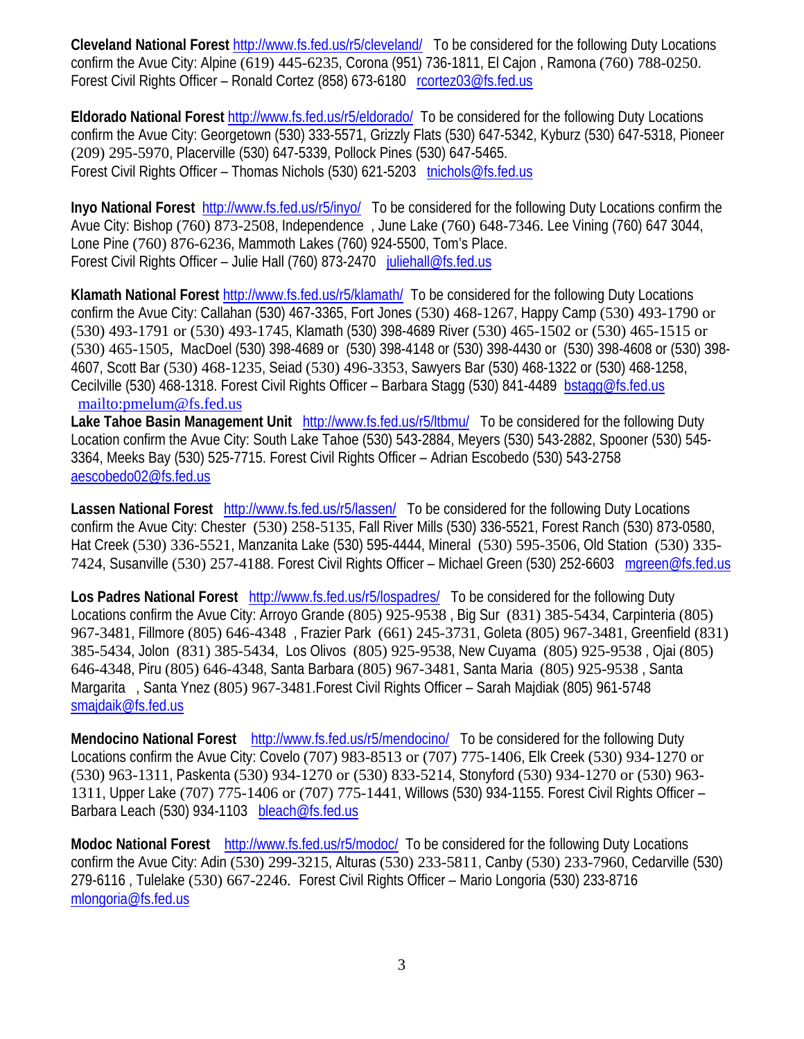**Cleveland National Forest** http://www.fs.fed.us/r5/cleveland/ To be considered for the following Duty Locations confirm the Avue City: Alpine (619) 445-6235, Corona (951) 736-1811, El Cajon , Ramona (760) 788-0250. Forest Civil Rights Officer – Ronald Cortez (858) 673-6180 rcortez03@fs.fed.us

**Eldorado National Forest** http://www.fs.fed.us/r5/eldorado/ To be considered for the following Duty Locations confirm the Avue City: Georgetown (530) 333-5571, Grizzly Flats (530) 647-5342, Kyburz (530) 647-5318, Pioneer (209) 295-5970, Placerville (530) 647-5339, Pollock Pines (530) 647-5465.
Forest Civil Rights Officer – Thomas Nichols (530) 621-5203 tnichols@fs.fed.us

**Inyo National Forest** http://www.fs.fed.us/r5/inyo/ To be considered for the following Duty Locations confirm the Avue City: Bishop (760) 873-2508, Independence , June Lake (760) 648-7346. Lee Vining (760) 647 3044, Lone Pine (760) 876-6236, Mammoth Lakes (760) 924-5500, Tom's Place.
Forest Civil Rights Officer – Julie Hall (760) 873-2470 juliehall@fs.fed.us

**Klamath National Forest** http://www.fs.fed.us/r5/klamath/ To be considered for the following Duty Locations confirm the Avue City: Callahan (530) 467-3365, Fort Jones (530) 468-1267, Happy Camp (530) 493-1790 or (530) 493-1791 or (530) 493-1745, Klamath (530) 398-4689 River (530) 465-1502 or (530) 465-1515 or (530) 465-1505, MacDoel (530) 398-4689 or (530) 398-4148 or (530) 398-4430 or (530) 398-4608 or (530) 398-4607, Scott Bar (530) 468-1235, Seiad (530) 496-3353, Sawyers Bar (530) 468-1322 or (530) 468-1258, Cecilville (530) 468-1318. Forest Civil Rights Officer – Barbara Stagg (530) 841-4489 bstagg@fs.fed.us
mailto:pmelum@fs.fed.us

**Lake Tahoe Basin Management Unit** http://www.fs.fed.us/r5/ltbmu/ To be considered for the following Duty Location confirm the Avue City: South Lake Tahoe (530) 543-2884, Meyers (530) 543-2882, Spooner (530) 545-3364, Meeks Bay (530) 525-7715. Forest Civil Rights Officer – Adrian Escobedo (530) 543-2758 aescobedo02@fs.fed.us

**Lassen National Forest** http://www.fs.fed.us/r5/lassen/ To be considered for the following Duty Locations confirm the Avue City: Chester (530) 258-5135, Fall River Mills (530) 336-5521, Forest Ranch (530) 873-0580, Hat Creek (530) 336-5521, Manzanita Lake (530) 595-4444, Mineral (530) 595-3506, Old Station (530) 335-7424, Susanville (530) 257-4188. Forest Civil Rights Officer – Michael Green (530) 252-6603 mgreen@fs.fed.us

**Los Padres National Forest** http://www.fs.fed.us/r5/lospadres/ To be considered for the following Duty Locations confirm the Avue City: Arroyo Grande (805) 925-9538 , Big Sur (831) 385-5434, Carpinteria (805) 967-3481, Fillmore (805) 646-4348 , Frazier Park (661) 245-3731, Goleta (805) 967-3481, Greenfield (831) 385-5434, Jolon (831) 385-5434, Los Olivos (805) 925-9538, New Cuyama (805) 925-9538 , Ojai (805) 646-4348, Piru (805) 646-4348, Santa Barbara (805) 967-3481, Santa Maria (805) 925-9538 , Santa Margarita , Santa Ynez (805) 967-3481.Forest Civil Rights Officer – Sarah Majdiak (805) 961-5748 smajdaik@fs.fed.us

**Mendocino National Forest** http://www.fs.fed.us/r5/mendocino/ To be considered for the following Duty Locations confirm the Avue City: Covelo (707) 983-8513 or (707) 775-1406, Elk Creek (530) 934-1270 or (530) 963-1311, Paskenta (530) 934-1270 or (530) 833-5214, Stonyford (530) 934-1270 or (530) 963-1311, Upper Lake (707) 775-1406 or (707) 775-1441, Willows (530) 934-1155. Forest Civil Rights Officer – Barbara Leach (530) 934-1103 bleach@fs.fed.us

**Modoc National Forest** http://www.fs.fed.us/r5/modoc/ To be considered for the following Duty Locations confirm the Avue City: Adin (530) 299-3215, Alturas (530) 233-5811, Canby (530) 233-7960, Cedarville (530) 279-6116 , Tulelake (530) 667-2246. Forest Civil Rights Officer – Mario Longoria (530) 233-8716 mlongoria@fs.fed.us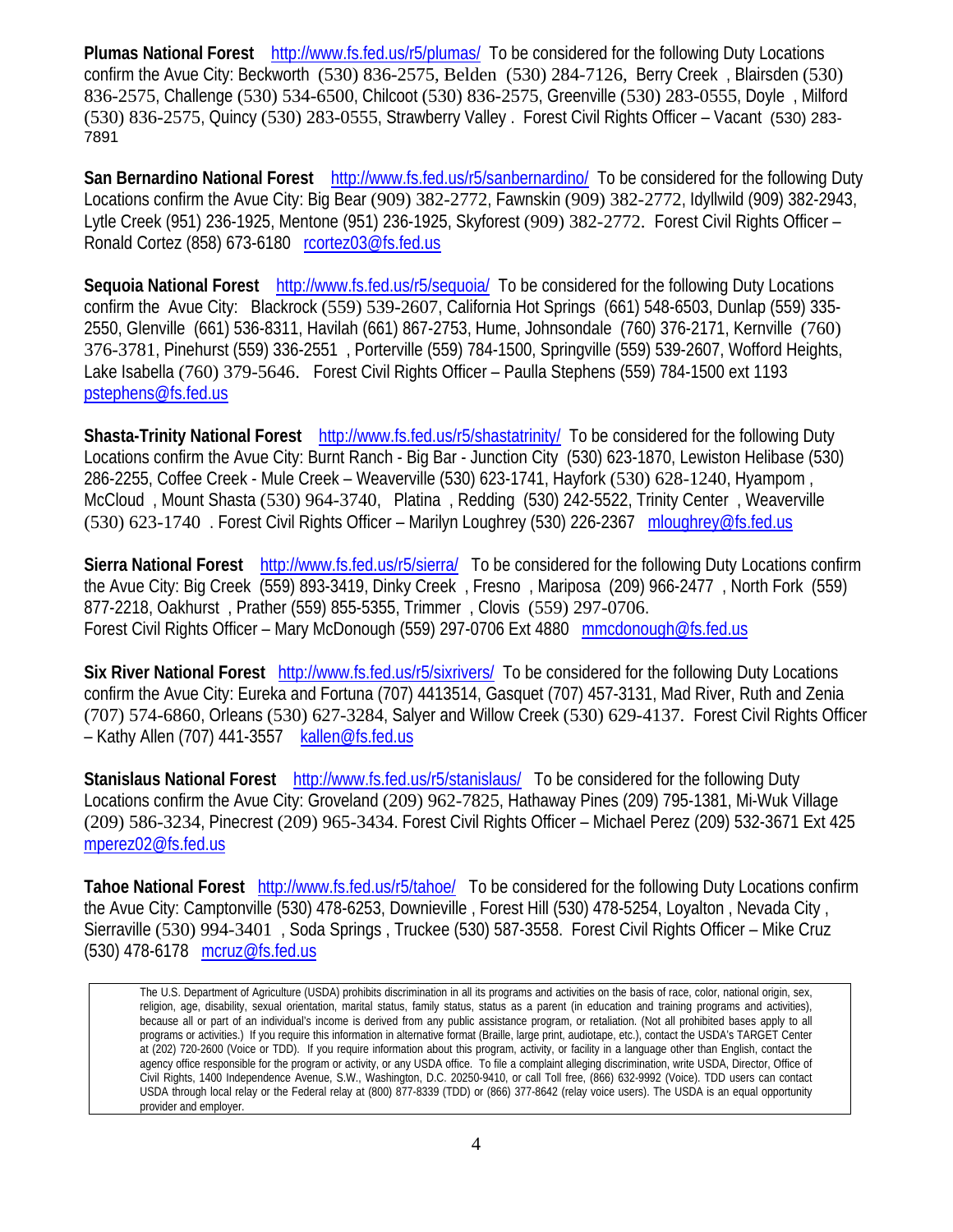**Plumas National Forest** http://www.fs.fed.us/r5/plumas/ To be considered for the following Duty Locations confirm the Avue City: Beckworth (530) 836-2575, Belden (530) 284-7126, Berry Creek , Blairsden (530) 836-2575, Challenge (530) 534-6500, Chilcoot (530) 836-2575, Greenville (530) 283-0555, Doyle , Milford (530) 836-2575, Quincy (530) 283-0555, Strawberry Valley . Forest Civil Rights Officer – Vacant (530) 283-7891

**San Bernardino National Forest** http://www.fs.fed.us/r5/sanbernardino/ To be considered for the following Duty Locations confirm the Avue City: Big Bear (909) 382-2772, Fawnskin (909) 382-2772, Idyllwild (909) 382-2943, Lytle Creek (951) 236-1925, Mentone (951) 236-1925, Skyforest (909) 382-2772. Forest Civil Rights Officer – Ronald Cortez (858) 673-6180 rcortez03@fs.fed.us

**Sequoia National Forest** http://www.fs.fed.us/r5/sequoia/ To be considered for the following Duty Locations confirm the Avue City: Blackrock (559) 539-2607, California Hot Springs (661) 548-6503, Dunlap (559) 335-2550, Glenville (661) 536-8311, Havilah (661) 867-2753, Hume, Johnsondale (760) 376-2171, Kernville (760) 376-3781, Pinehurst (559) 336-2551 , Porterville (559) 784-1500, Springville (559) 539-2607, Wofford Heights, Lake Isabella (760) 379-5646. Forest Civil Rights Officer – Paulla Stephens (559) 784-1500 ext 1193 pstephens@fs.fed.us

**Shasta-Trinity National Forest** http://www.fs.fed.us/r5/shastatrinity/ To be considered for the following Duty Locations confirm the Avue City: Burnt Ranch - Big Bar - Junction City (530) 623-1870, Lewiston Helibase (530) 286-2255, Coffee Creek - Mule Creek – Weaverville (530) 623-1741, Hayfork (530) 628-1240, Hyampom , McCloud , Mount Shasta (530) 964-3740, Platina , Redding (530) 242-5522, Trinity Center , Weaverville (530) 623-1740 . Forest Civil Rights Officer – Marilyn Loughrey (530) 226-2367 mloughrey@fs.fed.us

**Sierra National Forest** http://www.fs.fed.us/r5/sierra/ To be considered for the following Duty Locations confirm the Avue City: Big Creek (559) 893-3419, Dinky Creek , Fresno , Mariposa (209) 966-2477 , North Fork (559) 877-2218, Oakhurst , Prather (559) 855-5355, Trimmer , Clovis (559) 297-0706.
Forest Civil Rights Officer – Mary McDonough (559) 297-0706 Ext 4880 mmcdonough@fs.fed.us

**Six River National Forest** http://www.fs.fed.us/r5/sixrivers/ To be considered for the following Duty Locations confirm the Avue City: Eureka and Fortuna (707) 4413514, Gasquet (707) 457-3131, Mad River, Ruth and Zenia (707) 574-6860, Orleans (530) 627-3284, Salyer and Willow Creek (530) 629-4137. Forest Civil Rights Officer – Kathy Allen (707) 441-3557 kallen@fs.fed.us

**Stanislaus National Forest** http://www.fs.fed.us/r5/stanislaus/ To be considered for the following Duty Locations confirm the Avue City: Groveland (209) 962-7825, Hathaway Pines (209) 795-1381, Mi-Wuk Village (209) 586-3234, Pinecrest (209) 965-3434. Forest Civil Rights Officer – Michael Perez (209) 532-3671 Ext 425 mperez02@fs.fed.us

**Tahoe National Forest** http://www.fs.fed.us/r5/tahoe/ To be considered for the following Duty Locations confirm the Avue City: Camptonville (530) 478-6253, Downieville , Forest Hill (530) 478-5254, Loyalton , Nevada City , Sierraville (530) 994-3401 , Soda Springs , Truckee (530) 587-3558. Forest Civil Rights Officer – Mike Cruz (530) 478-6178 mcruz@fs.fed.us

The U.S. Department of Agriculture (USDA) prohibits discrimination in all its programs and activities on the basis of race, color, national origin, sex, religion, age, disability, sexual orientation, marital status, family status, status as a parent (in education and training programs and activities), because all or part of an individual's income is derived from any public assistance program, or retaliation. (Not all prohibited bases apply to all programs or activities.) If you require this information in alternative format (Braille, large print, audiotape, etc.), contact the USDA's TARGET Center at (202) 720-2600 (Voice or TDD). If you require information about this program, activity, or facility in a language other than English, contact the agency office responsible for the program or activity, or any USDA office. To file a complaint alleging discrimination, write USDA, Director, Office of Civil Rights, 1400 Independence Avenue, S.W., Washington, D.C. 20250-9410, or call Toll free, (866) 632-9992 (Voice). TDD users can contact USDA through local relay or the Federal relay at (800) 877-8339 (TDD) or (866) 377-8642 (relay voice users). The USDA is an equal opportunity provider and employer.